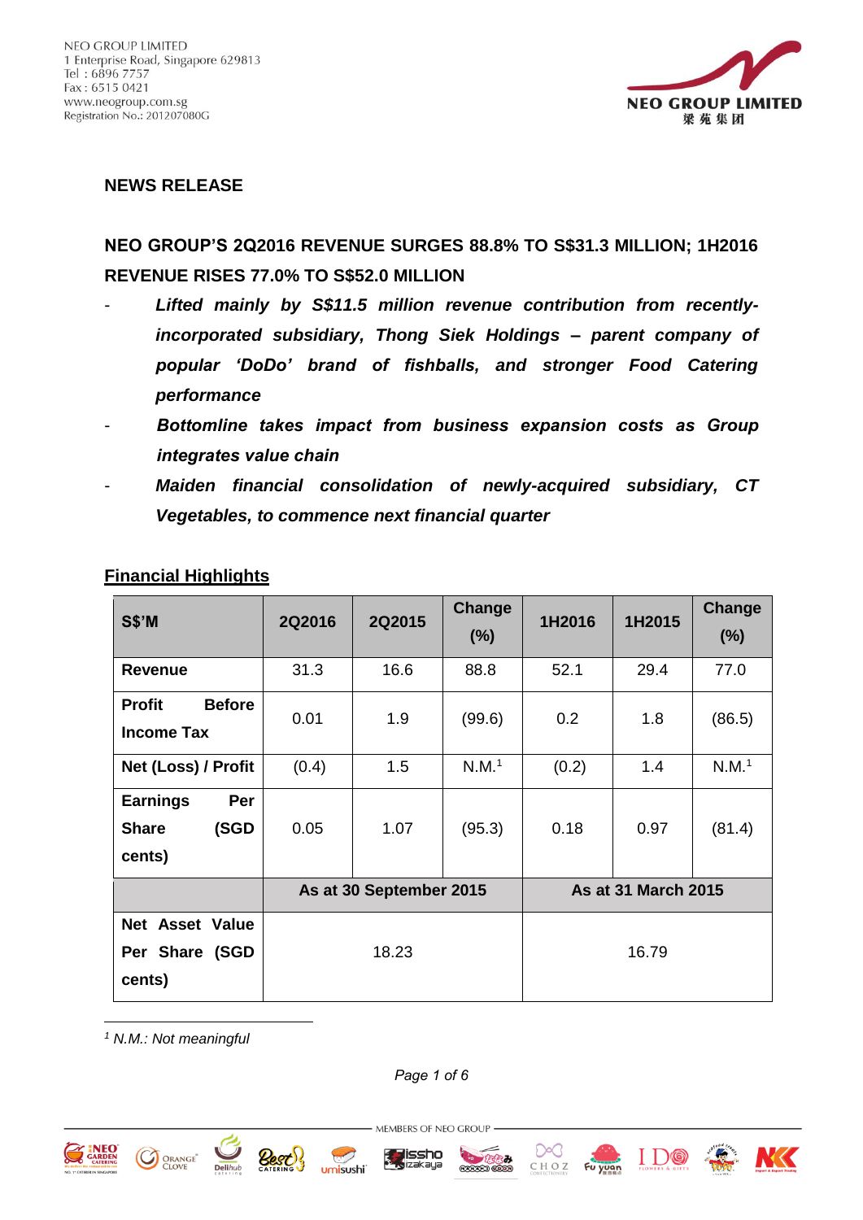NEO GROUP LIMITED
1 Enterprise Road, Singapore 629813
Tel : 6896 7757
Fax : 6515 0421
www.neogroup.com.sg
Registration No.: 201207080G

NEO GROUP LIMITED
梁苑集团

## NEWS RELEASE

## NEO GROUP'S 2Q2016 REVENUE SURGES 88.8% TO S$31.3 MILLION; 1H2016 REVENUE RISES 77.0% TO S$52.0 MILLION

- ***Lifted mainly by S$11.5 million revenue contribution from recently-incorporated subsidiary, Thong Siek Holdings – parent company of popular 'DoDo' brand of fishballs, and stronger Food Catering performance***
- ***Bottomline takes impact from business expansion costs as Group integrates value chain***
- ***Maiden financial consolidation of newly-acquired subsidiary, CT Vegetables, to commence next financial quarter***

**Financial Highlights**

| S$'M | 2Q2016 | 2Q2015 | Change (%) | 1H2016 | 1H2015 | Change (%) |
|---|---|---|---|---|---|---|
| **Revenue** | 31.3 | 16.6 | 88.8 | 52.1 | 29.4 | 77.0 |
| **Profit Before Income Tax** | 0.01 | 1.9 | (99.6) | 0.2 | 1.8 | (86.5) |
| **Net (Loss) / Profit** | (0.4) | 1.5 | N.M.[1] | (0.2) | 1.4 | N.M.[1] |
| **Earnings Per Share (SGD cents)** | 0.05 | 1.07 | (95.3) | 0.18 | 0.97 | (81.4) |
| | **As at 30 September 2015** | | | **As at 31 March 2015** | | |
| **Net Asset Value Per Share (SGD cents)** | 18.23 | | | 16.79 | | |

[1] *N.M.: Not meaningful*

MEMBERS OF NEO GROUP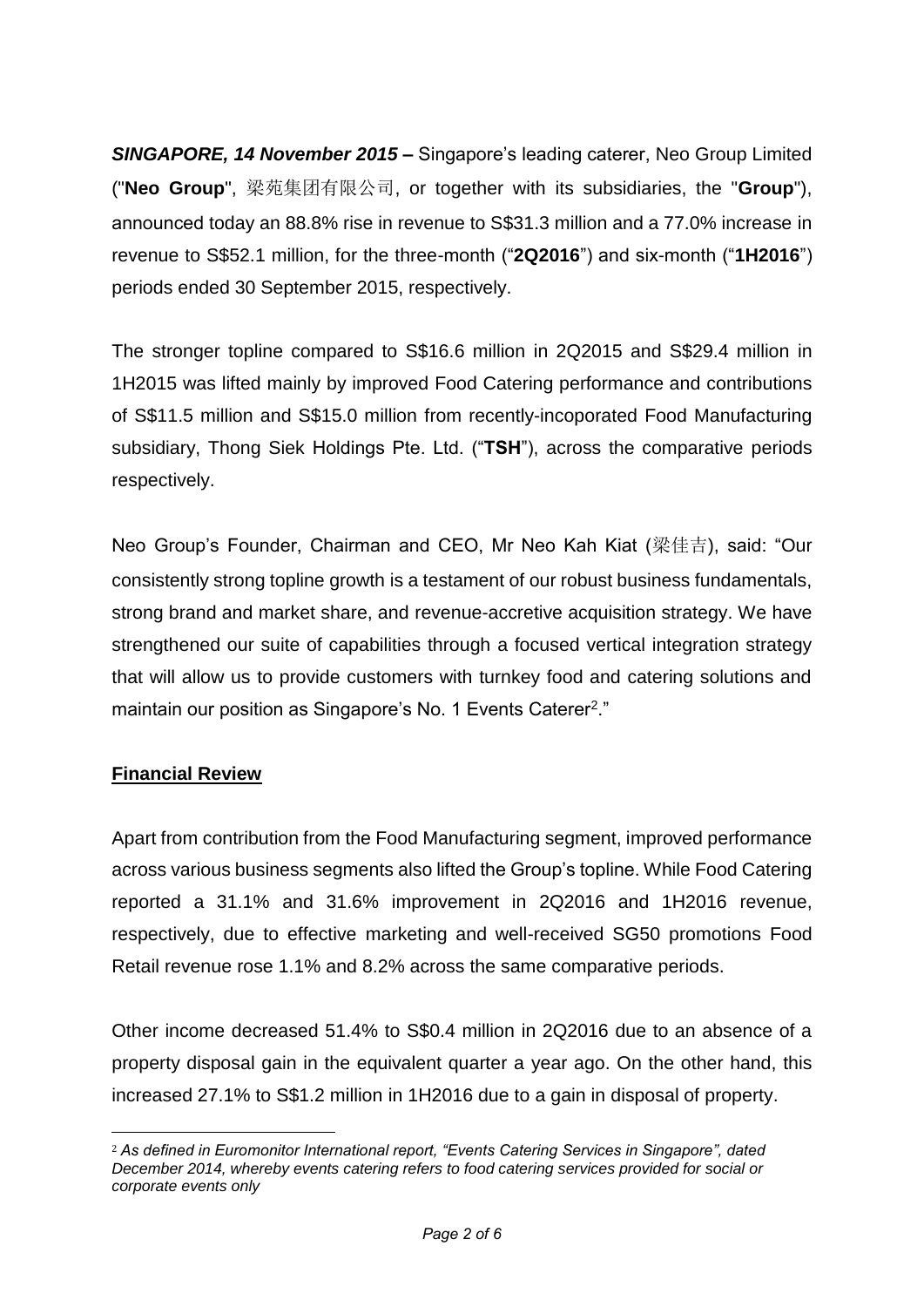***SINGAPORE, 14 November 2015 –*** Singapore's leading caterer, Neo Group Limited ("**Neo Group**", 梁苑集团有限公司, or together with its subsidiaries, the "**Group**"), announced today an 88.8% rise in revenue to S$31.3 million and a 77.0% increase in revenue to S$52.1 million, for the three-month ("**2Q2016**") and six-month ("**1H2016**") periods ended 30 September 2015, respectively.

The stronger topline compared to S$16.6 million in 2Q2015 and S$29.4 million in 1H2015 was lifted mainly by improved Food Catering performance and contributions of S$11.5 million and S$15.0 million from recently-incoporated Food Manufacturing subsidiary, Thong Siek Holdings Pte. Ltd. ("**TSH**"), across the comparative periods respectively.

Neo Group's Founder, Chairman and CEO, Mr Neo Kah Kiat (梁佳吉), said: "Our consistently strong topline growth is a testament of our robust business fundamentals, strong brand and market share, and revenue-accretive acquisition strategy. We have strengthened our suite of capabilities through a focused vertical integration strategy that will allow us to provide customers with turnkey food and catering solutions and maintain our position as Singapore's No. 1 Events Caterer[2]."

## Financial Review

Apart from contribution from the Food Manufacturing segment, improved performance across various business segments also lifted the Group's topline. While Food Catering reported a 31.1% and 31.6% improvement in 2Q2016 and 1H2016 revenue, respectively, due to effective marketing and well-received SG50 promotions Food Retail revenue rose 1.1% and 8.2% across the same comparative periods.

Other income decreased 51.4% to S$0.4 million in 2Q2016 due to an absence of a property disposal gain in the equivalent quarter a year ago. On the other hand, this increased 27.1% to S$1.2 million in 1H2016 due to a gain in disposal of property.

---

[2] *As defined in Euromonitor International report, "Events Catering Services in Singapore", dated December 2014, whereby events catering refers to food catering services provided for social or corporate events only*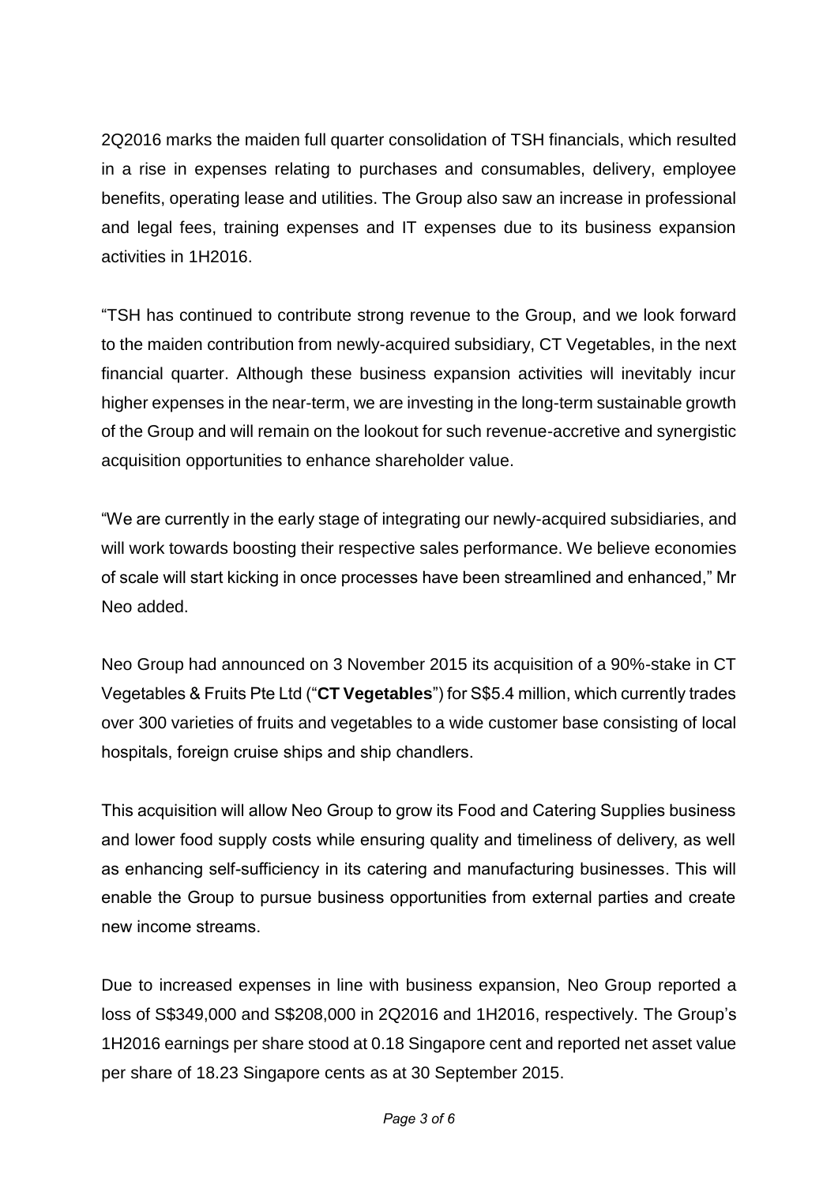2Q2016 marks the maiden full quarter consolidation of TSH financials, which resulted in a rise in expenses relating to purchases and consumables, delivery, employee benefits, operating lease and utilities. The Group also saw an increase in professional and legal fees, training expenses and IT expenses due to its business expansion activities in 1H2016.

"TSH has continued to contribute strong revenue to the Group, and we look forward to the maiden contribution from newly-acquired subsidiary, CT Vegetables, in the next financial quarter. Although these business expansion activities will inevitably incur higher expenses in the near-term, we are investing in the long-term sustainable growth of the Group and will remain on the lookout for such revenue-accretive and synergistic acquisition opportunities to enhance shareholder value.

"We are currently in the early stage of integrating our newly-acquired subsidiaries, and will work towards boosting their respective sales performance. We believe economies of scale will start kicking in once processes have been streamlined and enhanced," Mr Neo added.

Neo Group had announced on 3 November 2015 its acquisition of a 90%-stake in CT Vegetables & Fruits Pte Ltd ("**CT Vegetables**") for S$5.4 million, which currently trades over 300 varieties of fruits and vegetables to a wide customer base consisting of local hospitals, foreign cruise ships and ship chandlers.

This acquisition will allow Neo Group to grow its Food and Catering Supplies business and lower food supply costs while ensuring quality and timeliness of delivery, as well as enhancing self-sufficiency in its catering and manufacturing businesses. This will enable the Group to pursue business opportunities from external parties and create new income streams.

Due to increased expenses in line with business expansion, Neo Group reported a loss of S$349,000 and S$208,000 in 2Q2016 and 1H2016, respectively. The Group's 1H2016 earnings per share stood at 0.18 Singapore cent and reported net asset value per share of 18.23 Singapore cents as at 30 September 2015.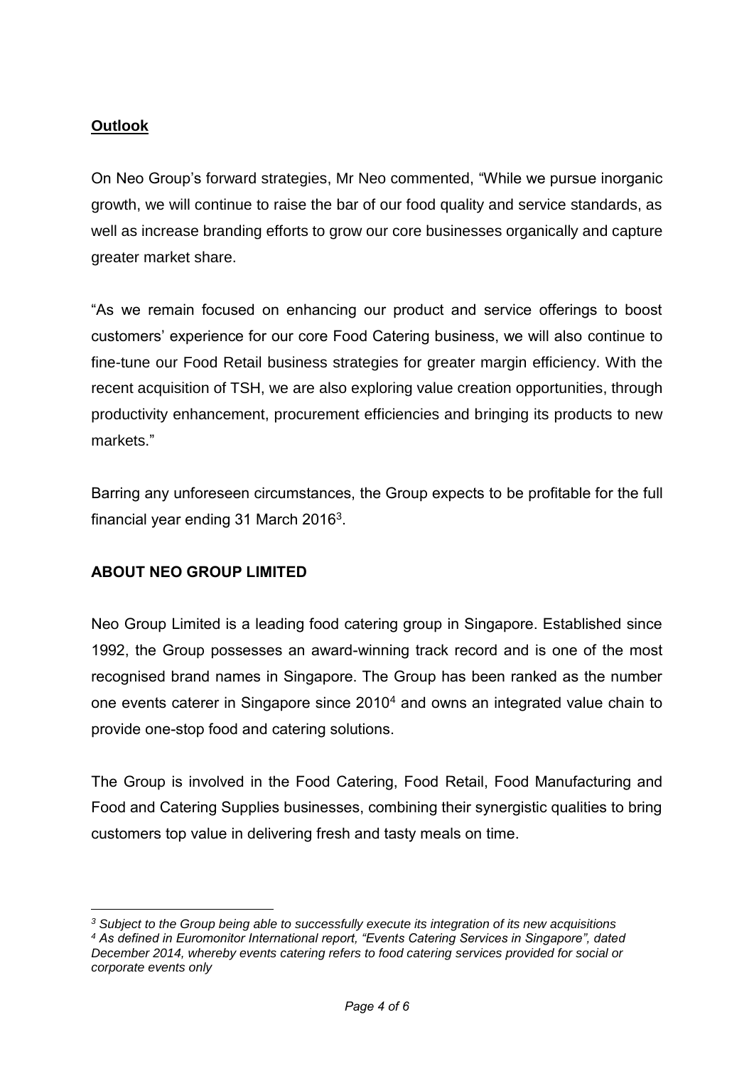## Outlook

On Neo Group's forward strategies, Mr Neo commented, "While we pursue inorganic growth, we will continue to raise the bar of our food quality and service standards, as well as increase branding efforts to grow our core businesses organically and capture greater market share.

"As we remain focused on enhancing our product and service offerings to boost customers' experience for our core Food Catering business, we will also continue to fine-tune our Food Retail business strategies for greater margin efficiency. With the recent acquisition of TSH, we are also exploring value creation opportunities, through productivity enhancement, procurement efficiencies and bringing its products to new markets."

Barring any unforeseen circumstances, the Group expects to be profitable for the full financial year ending 31 March 2016[3].

## ABOUT NEO GROUP LIMITED

Neo Group Limited is a leading food catering group in Singapore. Established since 1992, the Group possesses an award-winning track record and is one of the most recognised brand names in Singapore. The Group has been ranked as the number one events caterer in Singapore since 2010[4] and owns an integrated value chain to provide one-stop food and catering solutions.

The Group is involved in the Food Catering, Food Retail, Food Manufacturing and Food and Catering Supplies businesses, combining their synergistic qualities to bring customers top value in delivering fresh and tasty meals on time.

---

*[3] Subject to the Group being able to successfully execute its integration of its new acquisitions*

*[4] As defined in Euromonitor International report, "Events Catering Services in Singapore", dated December 2014, whereby events catering refers to food catering services provided for social or corporate events only*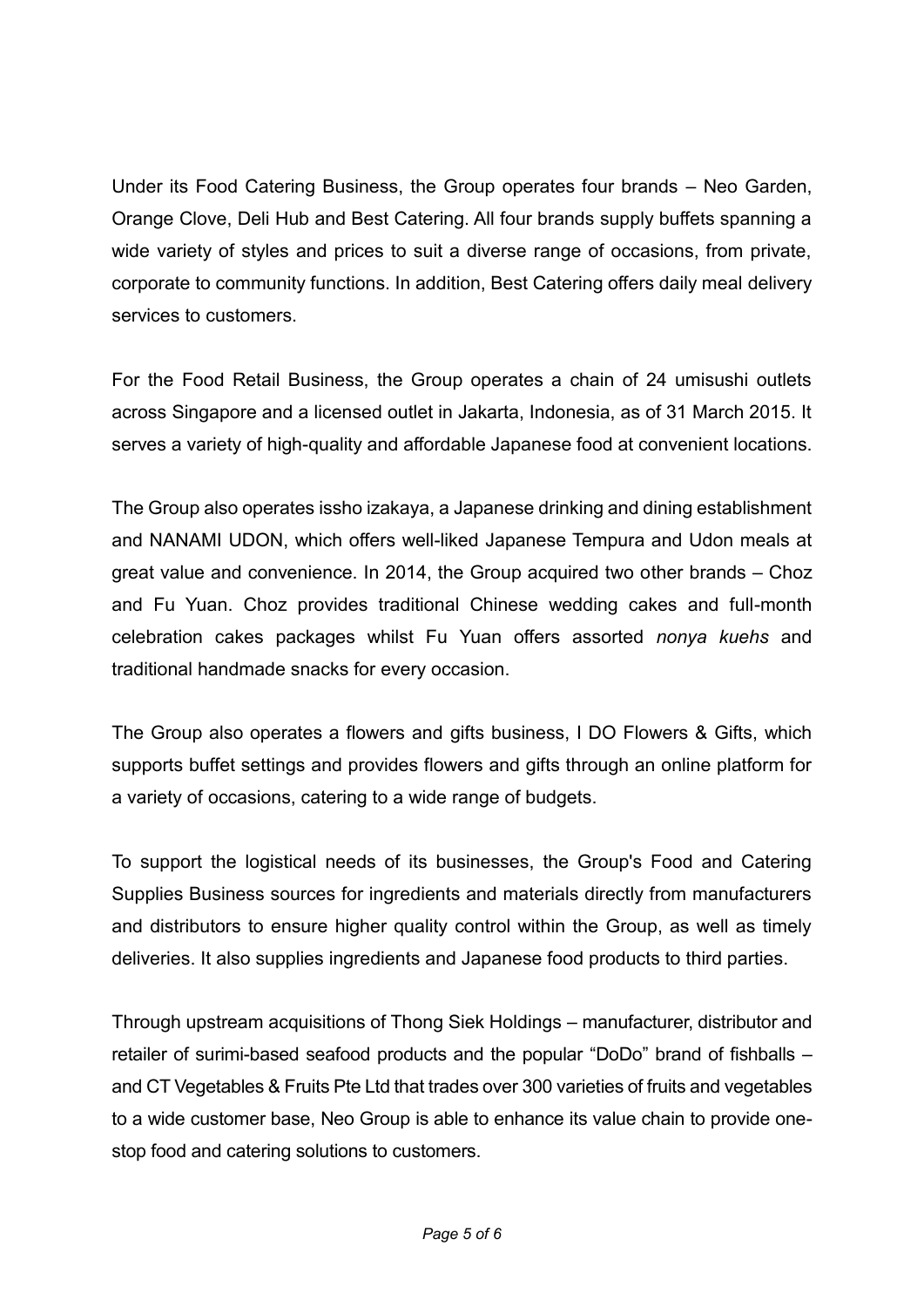Under its Food Catering Business, the Group operates four brands – Neo Garden, Orange Clove, Deli Hub and Best Catering. All four brands supply buffets spanning a wide variety of styles and prices to suit a diverse range of occasions, from private, corporate to community functions. In addition, Best Catering offers daily meal delivery services to customers.

For the Food Retail Business, the Group operates a chain of 24 umisushi outlets across Singapore and a licensed outlet in Jakarta, Indonesia, as of 31 March 2015. It serves a variety of high-quality and affordable Japanese food at convenient locations.

The Group also operates issho izakaya, a Japanese drinking and dining establishment and NANAMI UDON, which offers well-liked Japanese Tempura and Udon meals at great value and convenience. In 2014, the Group acquired two other brands – Choz and Fu Yuan. Choz provides traditional Chinese wedding cakes and full-month celebration cakes packages whilst Fu Yuan offers assorted *nonya kuehs* and traditional handmade snacks for every occasion.

The Group also operates a flowers and gifts business, I DO Flowers & Gifts, which supports buffet settings and provides flowers and gifts through an online platform for a variety of occasions, catering to a wide range of budgets.

To support the logistical needs of its businesses, the Group's Food and Catering Supplies Business sources for ingredients and materials directly from manufacturers and distributors to ensure higher quality control within the Group, as well as timely deliveries. It also supplies ingredients and Japanese food products to third parties.

Through upstream acquisitions of Thong Siek Holdings – manufacturer, distributor and retailer of surimi-based seafood products and the popular "DoDo" brand of fishballs – and CT Vegetables & Fruits Pte Ltd that trades over 300 varieties of fruits and vegetables to a wide customer base, Neo Group is able to enhance its value chain to provide one-stop food and catering solutions to customers.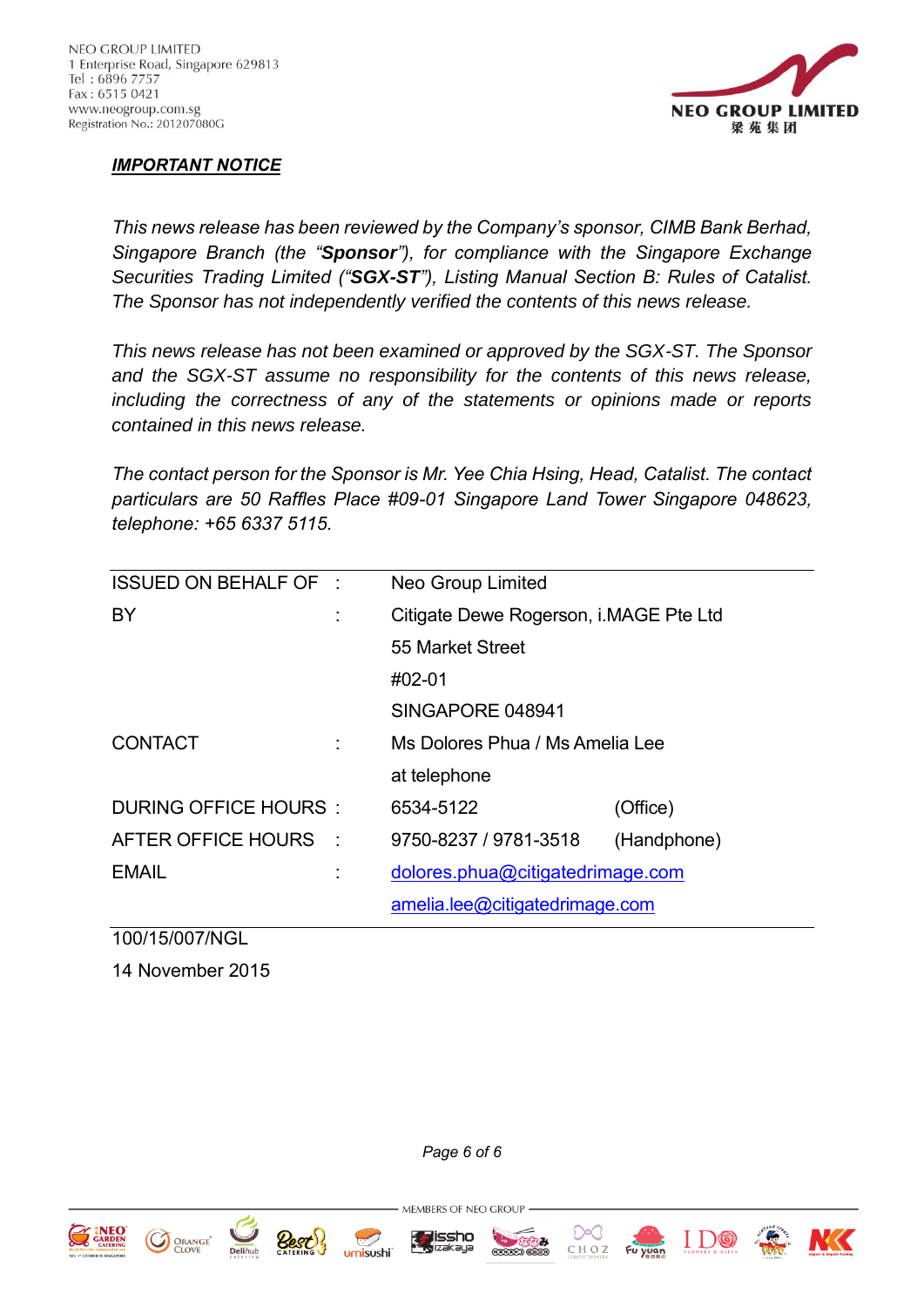NEO GROUP LIMITED
1 Enterprise Road, Singapore 629813
Tel : 6896 7757
Fax : 6515 0421
www.neogroup.com.sg
Registration No.: 201207080G

NEO GROUP LIMITED
梁苑集团

***IMPORTANT NOTICE***

*This news release has been reviewed by the Company's sponsor, CIMB Bank Berhad, Singapore Branch (the "**Sponsor**"), for compliance with the Singapore Exchange Securities Trading Limited ("**SGX-ST**"), Listing Manual Section B: Rules of Catalist. The Sponsor has not independently verified the contents of this news release.*

*This news release has not been examined or approved by the SGX-ST. The Sponsor and the SGX-ST assume no responsibility for the contents of this news release, including the correctness of any of the statements or opinions made or reports contained in this news release.*

*The contact person for the Sponsor is Mr. Yee Chia Hsing, Head, Catalist. The contact particulars are 50 Raffles Place #09-01 Singapore Land Tower Singapore 048623, telephone: +65 6337 5115.*

| | | | |
|---|---|---|---|
| ISSUED ON BEHALF OF | : | Neo Group Limited | |
| BY | : | Citigate Dewe Rogerson, i.MAGE Pte Ltd | |
| | | 55 Market Street | |
| | | #02-01 | |
| | | SINGAPORE 048941 | |
| CONTACT | : | Ms Dolores Phua / Ms Amelia Lee | |
| | | at telephone | |
| DURING OFFICE HOURS | : | 6534-5122 | (Office) |
| AFTER OFFICE HOURS | : | 9750-8237 / 9781-3518 | (Handphone) |
| EMAIL | : | dolores.phua@citigatedrimage.com | |
| | | amelia.lee@citigatedrimage.com | |

100/15/007/NGL

14 November 2015

MEMBERS OF NEO GROUP